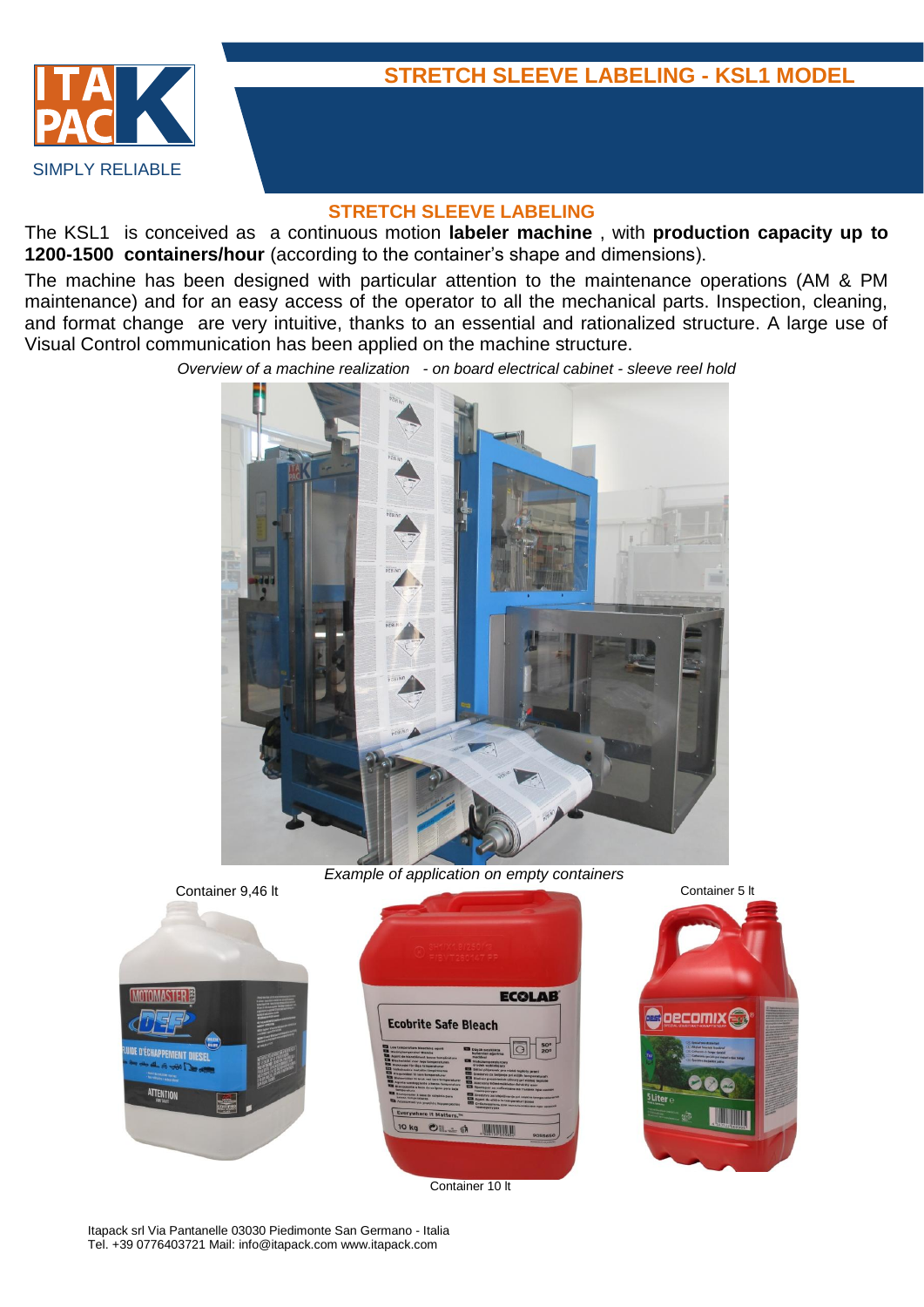SIMPLY RELIABLE

# STRETCH SLEEVE LABELING - KSL1 MODEL

## STRETCH SLEEVE LABELING

The KSL1 is conceived as a continuous motion **labeler machine** , with **production capacity up to 1200-1500 containers/hour** (according to the container's shape and dimensions).

The machine has been designed with particular attention to the maintenance operations (AM & PM maintenance) and for an easy access of the operator to all the mechanical parts. Inspection, cleaning, and format change are very intuitive, thanks to an essential and rationalized structure. A large use of Visual Control communication has been applied on the machine structure.

*Overview of a machine realization - on board electrical cabinet - sleeve reel hold*

*Example of application on empty containers*

Container 9,46 lt

Container 5 lt

Container 10 lt

Itapack srl Via Pantanelle 03030 Piedimonte San Germano - Italia
Tel. +39 0776403721 Mail: info@itapack.com www.itapack.com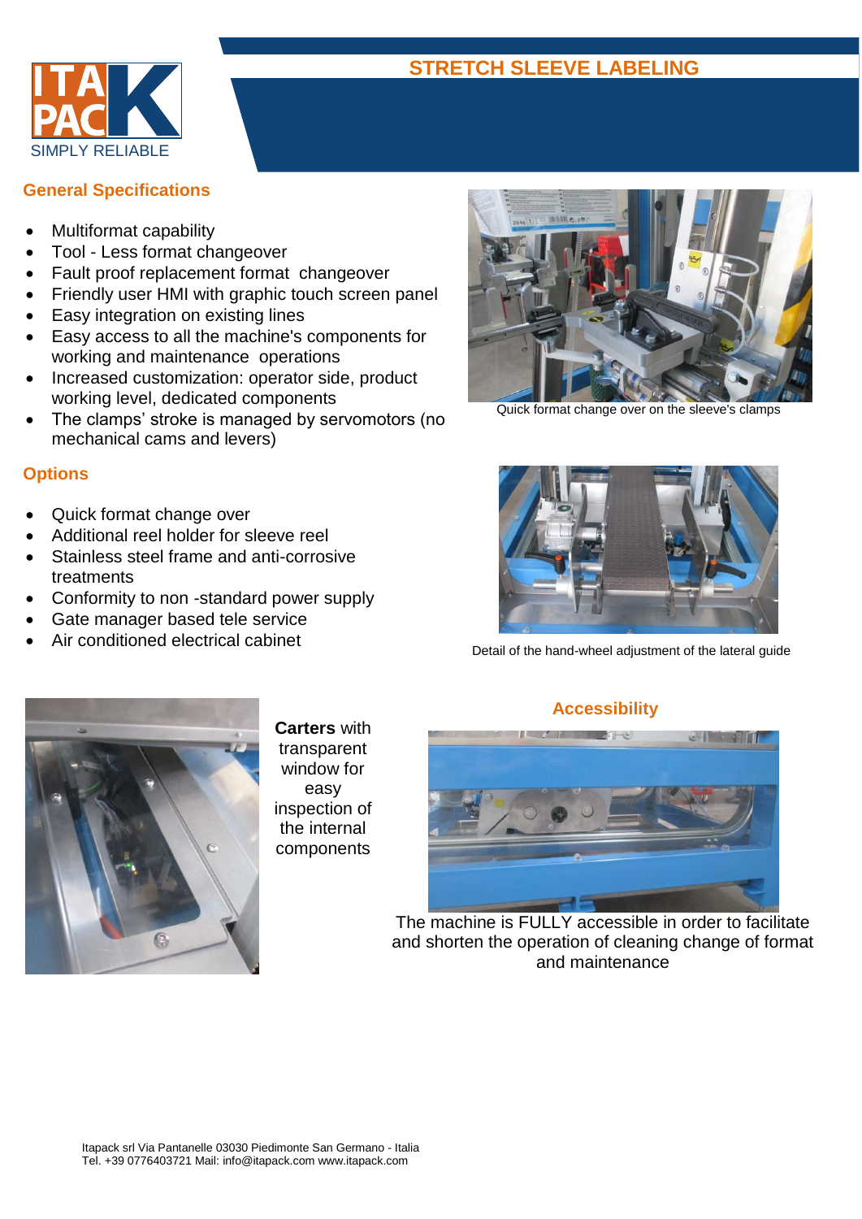# STRETCH SLEEVE LABELING

## General Specifications

- Multiformat capability
- Tool - Less format changeover
- Fault proof replacement format changeover
- Friendly user HMI with graphic touch screen panel
- Easy integration on existing lines
- Easy access to all the machine's components for working and maintenance operations
- Increased customization: operator side, product working level, dedicated components
- The clamps' stroke is managed by servomotors (no mechanical cams and levers)

Quick format change over on the sleeve's clamps

## Options

- Quick format change over
- Additional reel holder for sleeve reel
- Stainless steel frame and anti-corrosive treatments
- Conformity to non -standard power supply
- Gate manager based tele service
- Air conditioned electrical cabinet

Detail of the hand-wheel adjustment of the lateral guide

**Carters** with transparent window for easy inspection of the internal components

## Accessibility

The machine is FULLY accessible in order to facilitate and shorten the operation of cleaning change of format and maintenance

Itapack srl Via Pantanelle 03030 Piedimonte San Germano - Italia
Tel. +39 0776403721 Mail: info@itapack.com www.itapack.com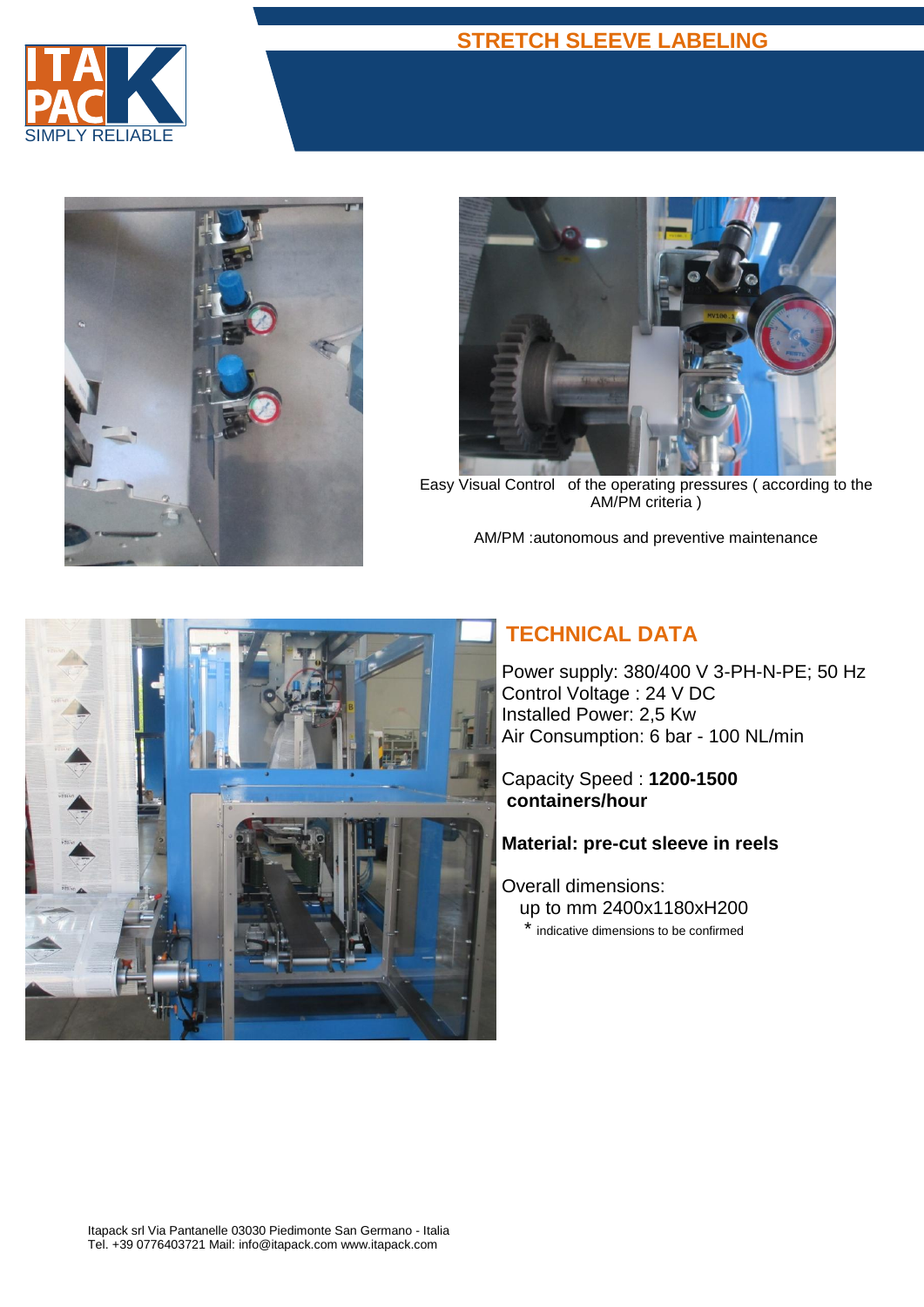## STRETCH SLEEVE LABELING

Easy Visual Control of the operating pressures ( according to the AM/PM criteria )

AM/PM :autonomous and preventive maintenance

## TECHNICAL DATA

Power supply: 380/400 V 3-PH-N-PE; 50 Hz
Control Voltage : 24 V DC
Installed Power: 2,5 Kw
Air Consumption: 6 bar - 100 NL/min

Capacity Speed : **1200-1500 containers/hour**

**Material: pre-cut sleeve in reels**

Overall dimensions:
up to mm 2400x1180xH200
* indicative dimensions to be confirmed

Itapack srl Via Pantanelle 03030 Piedimonte San Germano - Italia
Tel. +39 0776403721 Mail: info@itapack.com www.itapack.com